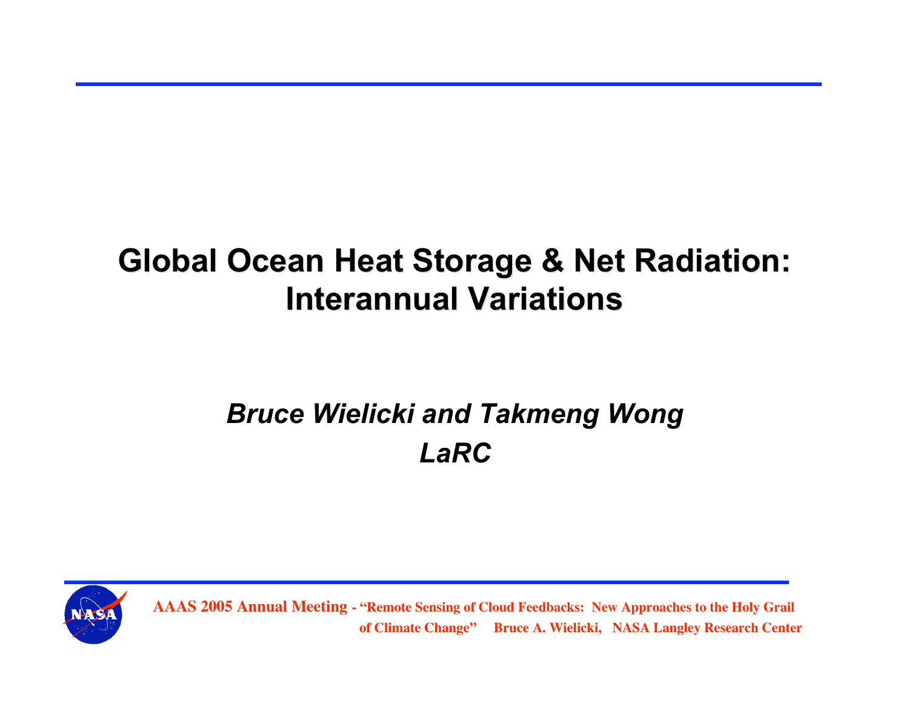# Global Ocean Heat Storage & Net Radiation: Interannual Variations

*Bruce Wielicki and Takmeng Wong*

*LaRC*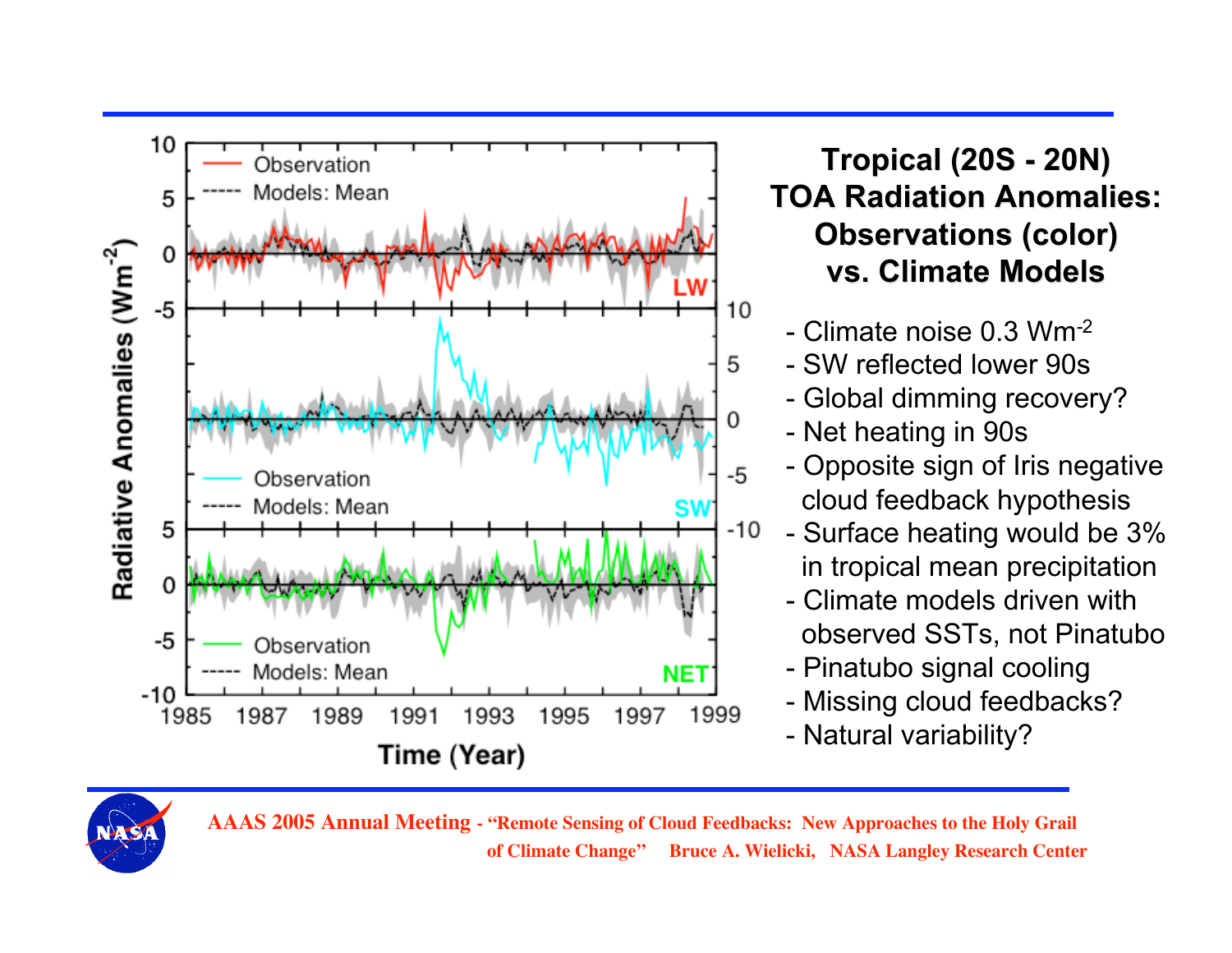## Tropical (20S - 20N) TOA Radiation Anomalies: Observations (color) vs. Climate Models

- Climate noise 0.3 $Wm^{-2}$
- SW reflected lower 90s
- Global dimming recovery?
- Net heating in 90s
- Opposite sign of Iris negative cloud feedback hypothesis
- Surface heating would be 3% in tropical mean precipitation
- Climate models driven with observed SSTs, not Pinatubo
- Pinatubo signal cooling
- Missing cloud feedbacks?
- Natural variability?

AAAS 2005 Annual Meeting - "Remote Sensing of Cloud Feedbacks: New Approaches to the Holy Grail of Climate Change" Bruce A. Wielicki, NASA Langley Research Center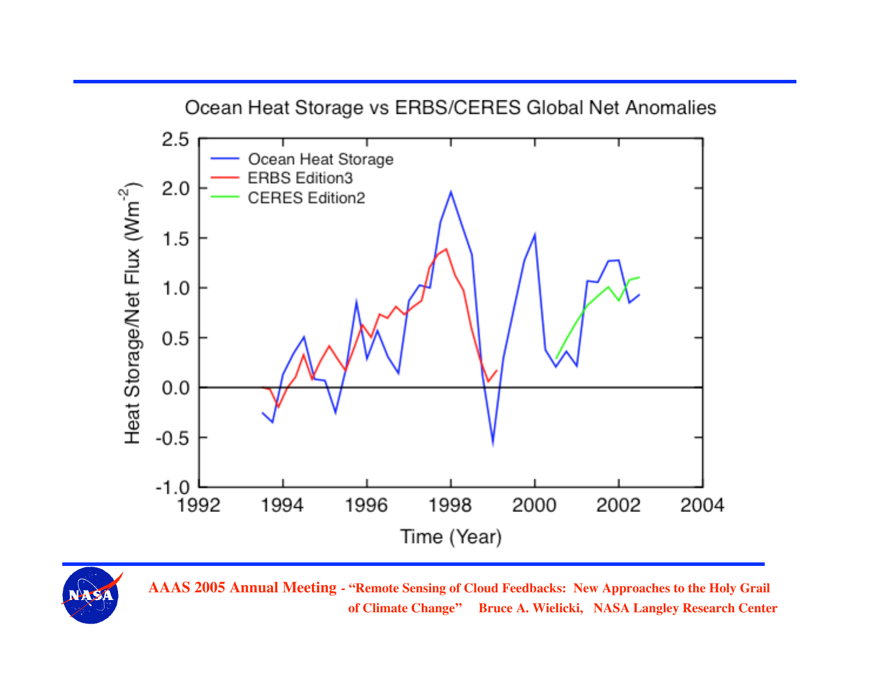## Ocean Heat Storage vs ERBS/CERES Global Net Anomalies

Heat Storage/Net Flux ($Wm^{-2}$)

Time (Year)

- Ocean Heat Storage
- ERBS Edition3
- CERES Edition2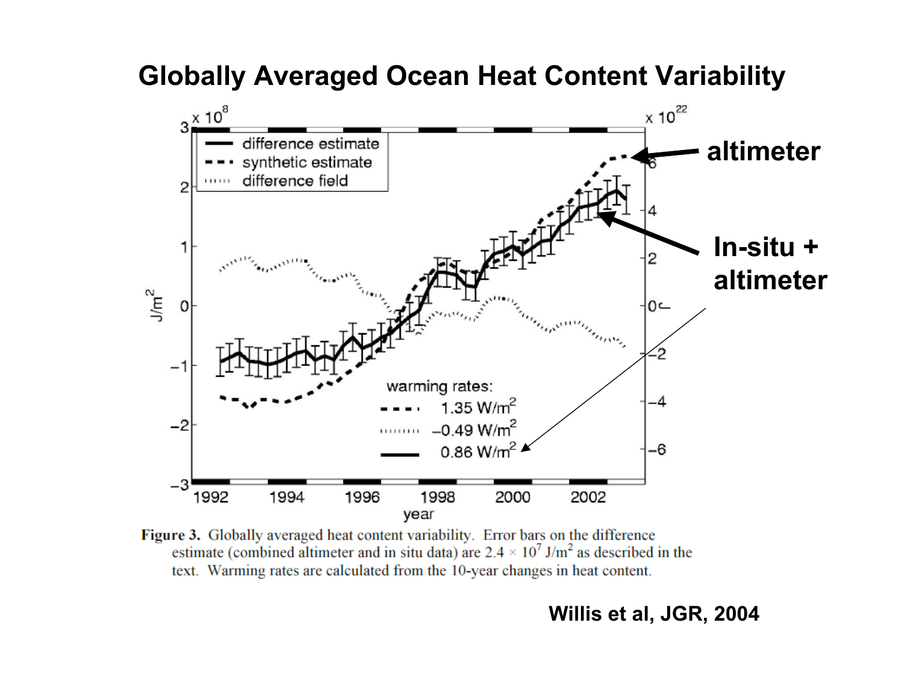# Globally Averaged Ocean Heat Content Variability

**Figure 3.** Globally averaged heat content variability. Error bars on the difference estimate (combined altimeter and in situ data) are $2.4 \times 10^7$ J/m$^2$ as described in the text. Warming rates are calculated from the 10-year changes in heat content.

**Willis et al, JGR, 2004**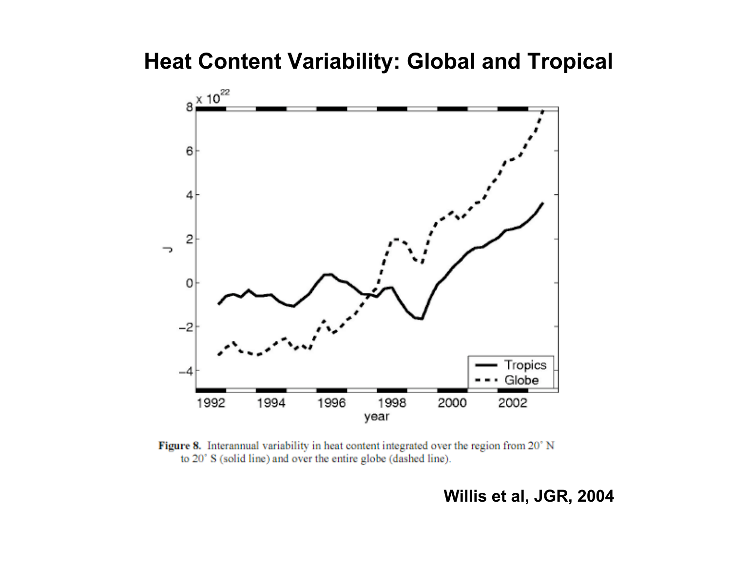# Heat Content Variability: Global and Tropical

**Figure 8.** Interannual variability in heat content integrated over the region from 20° N to 20° S (solid line) and over the entire globe (dashed line).

**Willis et al, JGR, 2004**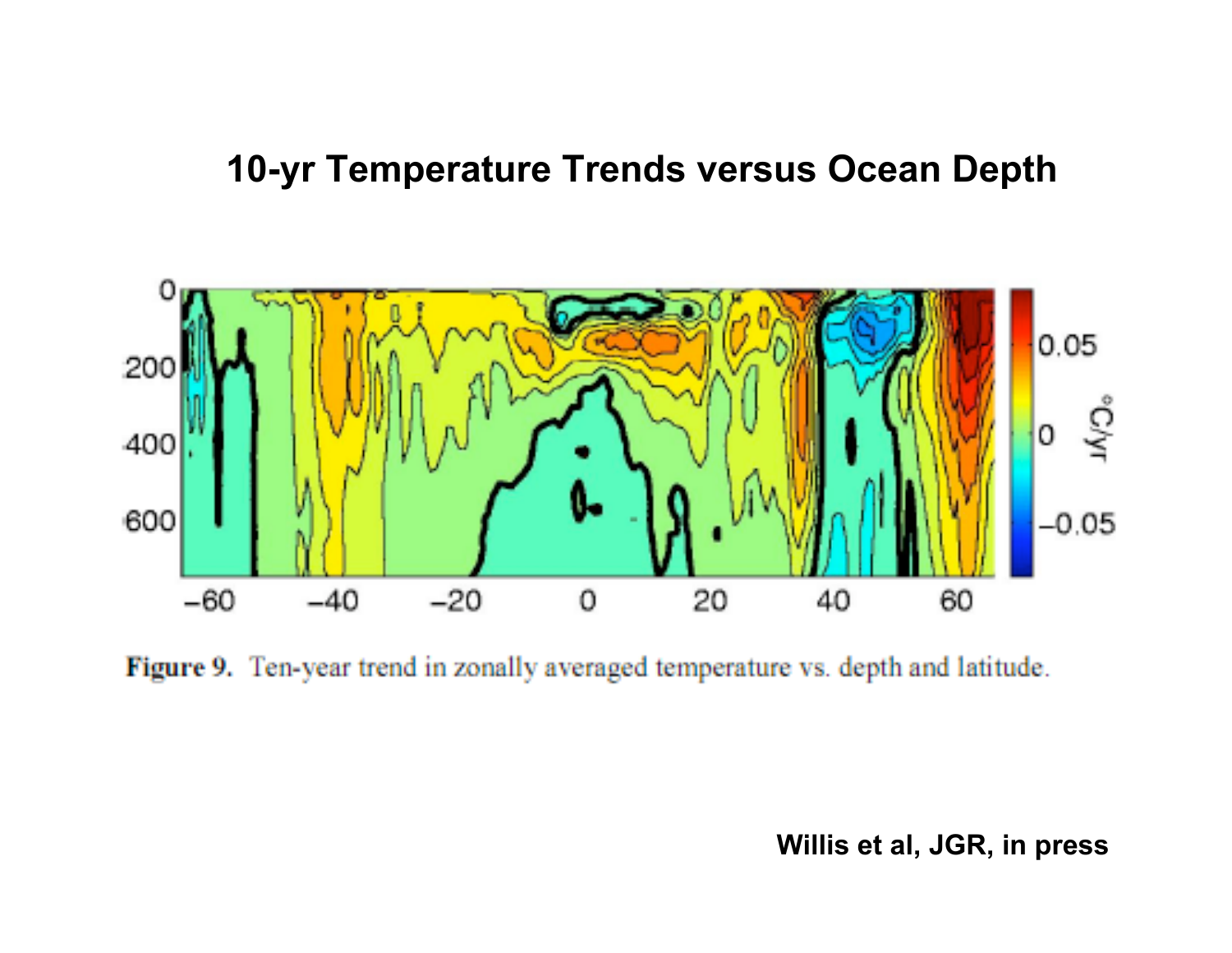# 10-yr Temperature Trends versus Ocean Depth

**Figure 9.** Ten-year trend in zonally averaged temperature vs. depth and latitude.

**Willis et al, JGR, in press**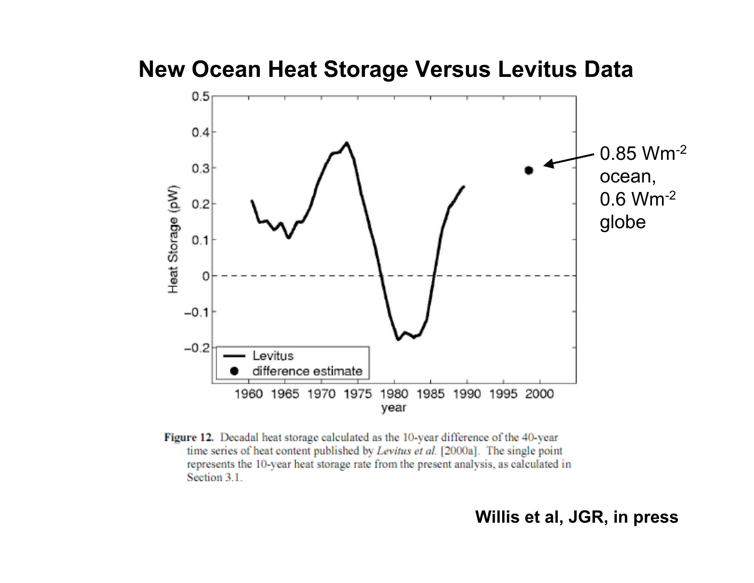# New Ocean Heat Storage Versus Levitus Data

0.85 $Wm^{-2}$ ocean, 0.6 $Wm^{-2}$ globe

**Figure 12.** Decadal heat storage calculated as the 10-year difference of the 40-year time series of heat content published by *Levitus et al.* [2000a]. The single point represents the 10-year heat storage rate from the present analysis, as calculated in Section 3.1.

**Willis et al, JGR, in press**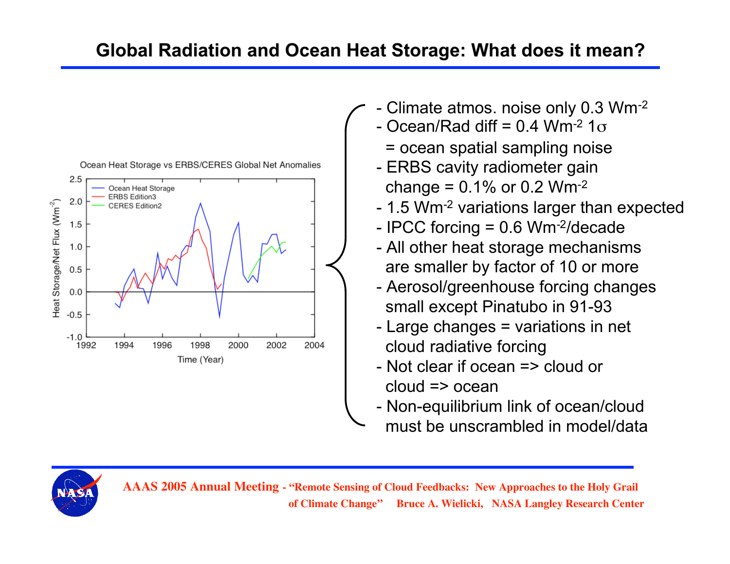# Global Radiation and Ocean Heat Storage: What does it mean?

- Climate atmos. noise only 0.3 $Wm^{-2}$
- Ocean/Rad diff = 0.4 $Wm^{-2}$ $1\sigma$ = ocean spatial sampling noise
- ERBS cavity radiometer gain change = 0.1% or 0.2 $Wm^{-2}$
- 1.5 $Wm^{-2}$ variations larger than expected
- IPCC forcing = 0.6 $Wm^{-2}$/decade
- All other heat storage mechanisms are smaller by factor of 10 or more
- Aerosol/greenhouse forcing changes small except Pinatubo in 91-93
- Large changes = variations in net cloud radiative forcing
- Not clear if ocean => cloud or cloud => ocean
- Non-equilibrium link of ocean/cloud must be unscrambled in model/data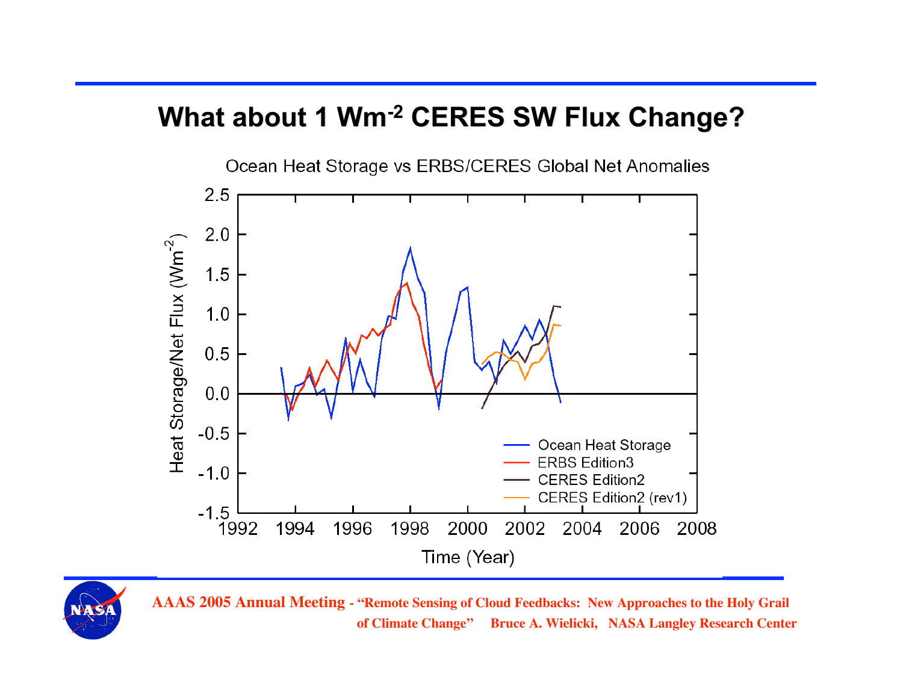# What about 1 $Wm^{-2}$ CERES SW Flux Change?

Ocean Heat Storage vs ERBS/CERES Global Net Anomalies

Heat Storage/Net Flux ($Wm^{-2}$)

2.5
2.0
1.5
1.0
0.5
0.0
-0.5
-1.0
-1.5

1992 1994 1996 1998 2000 2002 2004 2006 2008

Time (Year)

Ocean Heat Storage
ERBS Edition3
CERES Edition2
CERES Edition2 (rev1)

AAAS 2005 Annual Meeting - "Remote Sensing of Cloud Feedbacks: New Approaches to the Holy Grail of Climate Change" Bruce A. Wielicki, NASA Langley Research Center